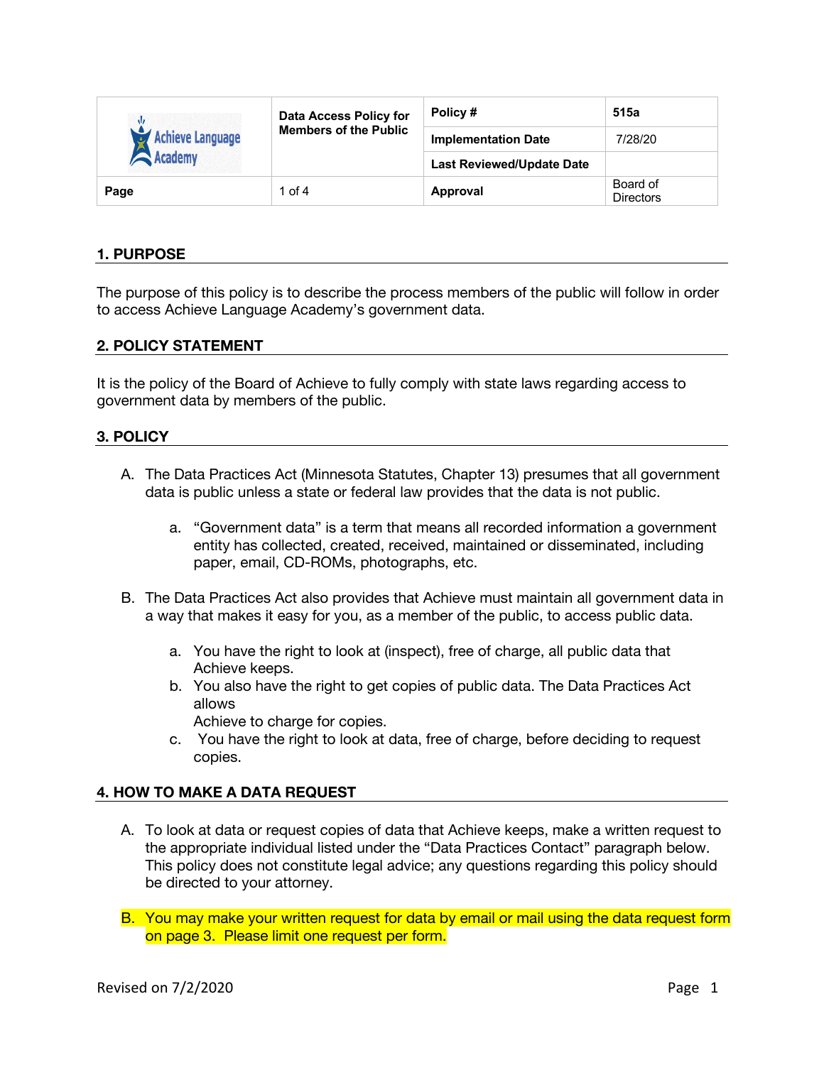| Achieve Language Academy | Data Access Policy for Members of the Public | Policy # | 515a |
| --- | --- | --- | --- |
| | | Implementation Date | 7/28/20 |
| | | Last Reviewed/Update Date | |
| Page | 1 of 4 | Approval | Board of Directors |

## 1. PURPOSE

The purpose of this policy is to describe the process members of the public will follow in order to access Achieve Language Academy's government data.

## 2. POLICY STATEMENT

It is the policy of the Board of Achieve to fully comply with state laws regarding access to government data by members of the public.

## 3. POLICY

A. The Data Practices Act (Minnesota Statutes, Chapter 13) presumes that all government data is public unless a state or federal law provides that the data is not public.

   a. "Government data" is a term that means all recorded information a government entity has collected, created, received, maintained or disseminated, including paper, email, CD-ROMs, photographs, etc.

B. The Data Practices Act also provides that Achieve must maintain all government data in a way that makes it easy for you, as a member of the public, to access public data.

   a. You have the right to look at (inspect), free of charge, all public data that Achieve keeps.
   b. You also have the right to get copies of public data. The Data Practices Act allows
      Achieve to charge for copies.
   c. You have the right to look at data, free of charge, before deciding to request copies.

## 4. HOW TO MAKE A DATA REQUEST

A. To look at data or request copies of data that Achieve keeps, make a written request to the appropriate individual listed under the "Data Practices Contact" paragraph below. This policy does not constitute legal advice; any questions regarding this policy should be directed to your attorney.

B. You may make your written request for data by email or mail using the data request form on page 3. Please limit one request per form.

Revised on 7/2/2020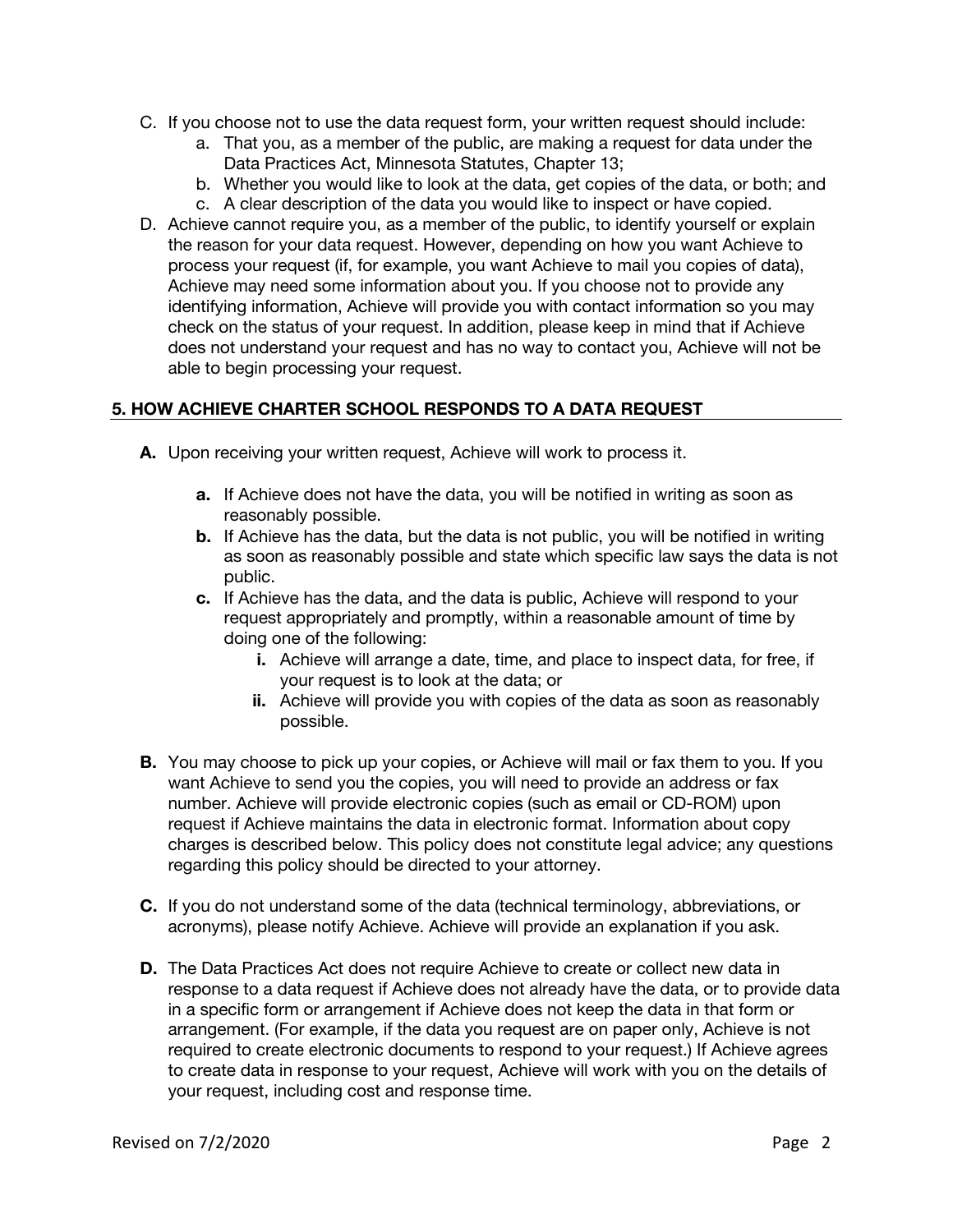C. If you choose not to use the data request form, your written request should include:
   a. That you, as a member of the public, are making a request for data under the Data Practices Act, Minnesota Statutes, Chapter 13;
   b. Whether you would like to look at the data, get copies of the data, or both; and
   c. A clear description of the data you would like to inspect or have copied.

D. Achieve cannot require you, as a member of the public, to identify yourself or explain the reason for your data request. However, depending on how you want Achieve to process your request (if, for example, you want Achieve to mail you copies of data), Achieve may need some information about you. If you choose not to provide any identifying information, Achieve will provide you with contact information so you may check on the status of your request. In addition, please keep in mind that if Achieve does not understand your request and has no way to contact you, Achieve will not be able to begin processing your request.

## 5. HOW ACHIEVE CHARTER SCHOOL RESPONDS TO A DATA REQUEST

**A.** Upon receiving your written request, Achieve will work to process it.

   **a.** If Achieve does not have the data, you will be notified in writing as soon as reasonably possible.
   
   **b.** If Achieve has the data, but the data is not public, you will be notified in writing as soon as reasonably possible and state which specific law says the data is not public.
   
   **c.** If Achieve has the data, and the data is public, Achieve will respond to your request appropriately and promptly, within a reasonable amount of time by doing one of the following:
      
      **i.** Achieve will arrange a date, time, and place to inspect data, for free, if your request is to look at the data; or
      
      **ii.** Achieve will provide you with copies of the data as soon as reasonably possible.

**B.** You may choose to pick up your copies, or Achieve will mail or fax them to you. If you want Achieve to send you the copies, you will need to provide an address or fax number. Achieve will provide electronic copies (such as email or CD-ROM) upon request if Achieve maintains the data in electronic format. Information about copy charges is described below. This policy does not constitute legal advice; any questions regarding this policy should be directed to your attorney.

**C.** If you do not understand some of the data (technical terminology, abbreviations, or acronyms), please notify Achieve. Achieve will provide an explanation if you ask.

**D.** The Data Practices Act does not require Achieve to create or collect new data in response to a data request if Achieve does not already have the data, or to provide data in a specific form or arrangement if Achieve does not keep the data in that form or arrangement. (For example, if the data you request are on paper only, Achieve is not required to create electronic documents to respond to your request.) If Achieve agrees to create data in response to your request, Achieve will work with you on the details of your request, including cost and response time.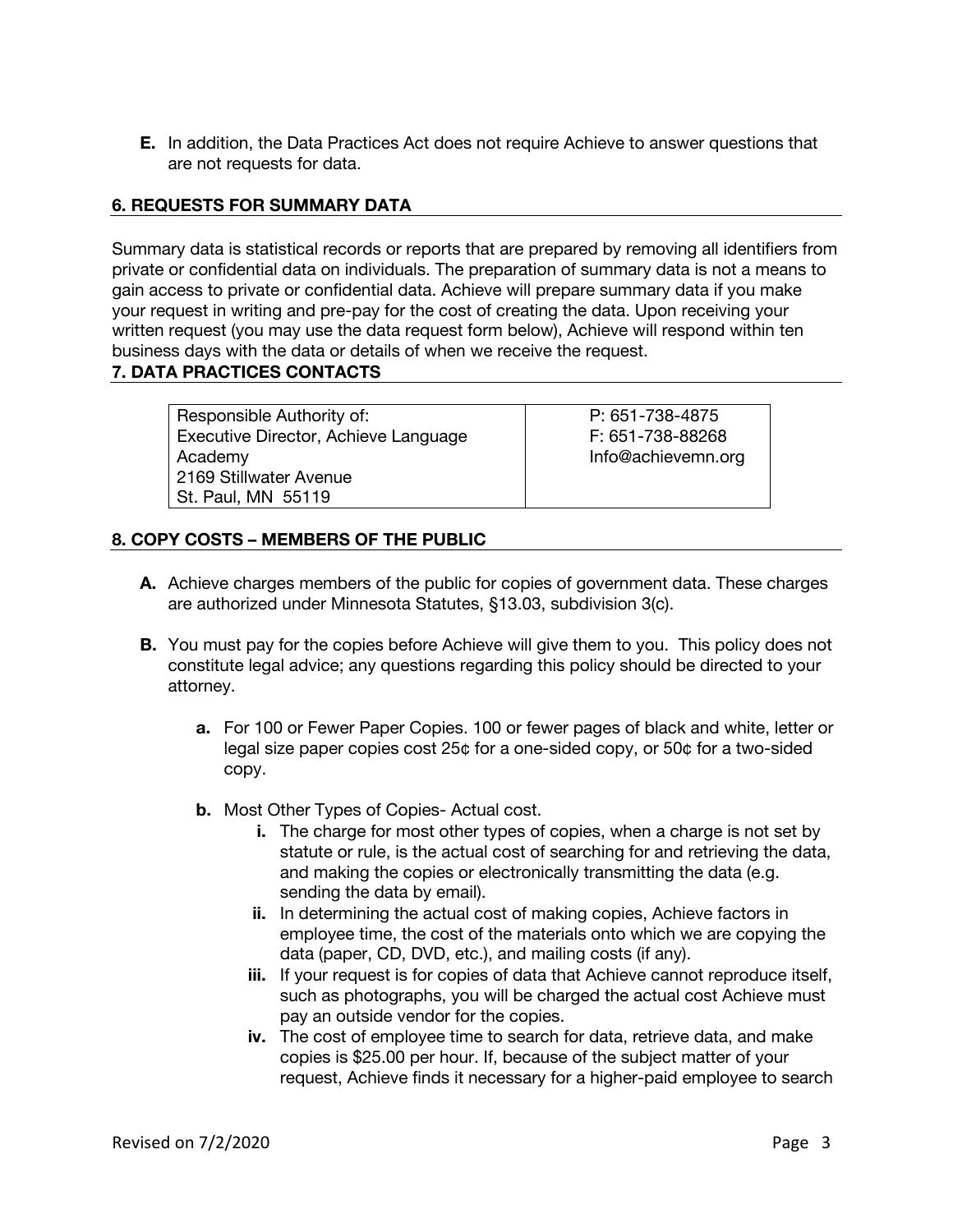**E.** In addition, the Data Practices Act does not require Achieve to answer questions that are not requests for data.

## 6. REQUESTS FOR SUMMARY DATA

Summary data is statistical records or reports that are prepared by removing all identifiers from private or confidential data on individuals. The preparation of summary data is not a means to gain access to private or confidential data. Achieve will prepare summary data if you make your request in writing and pre-pay for the cost of creating the data. Upon receiving your written request (you may use the data request form below), Achieve will respond within ten business days with the data or details of when we receive the request.

## 7. DATA PRACTICES CONTACTS

| Responsible Authority of: Executive Director, Achieve Language Academy 2169 Stillwater Avenue St. Paul, MN 55119 | P: 651-738-4875 F: 651-738-88268 Info@achievemn.org |
|---|---|

## 8. COPY COSTS – MEMBERS OF THE PUBLIC

**A.** Achieve charges members of the public for copies of government data. These charges are authorized under Minnesota Statutes, §13.03, subdivision 3(c).

**B.** You must pay for the copies before Achieve will give them to you. This policy does not constitute legal advice; any questions regarding this policy should be directed to your attorney.

**a.** For 100 or Fewer Paper Copies. 100 or fewer pages of black and white, letter or legal size paper copies cost 25¢ for a one-sided copy, or 50¢ for a two-sided copy.

**b.** Most Other Types of Copies- Actual cost.

**i.** The charge for most other types of copies, when a charge is not set by statute or rule, is the actual cost of searching for and retrieving the data, and making the copies or electronically transmitting the data (e.g. sending the data by email).

**ii.** In determining the actual cost of making copies, Achieve factors in employee time, the cost of the materials onto which we are copying the data (paper, CD, DVD, etc.), and mailing costs (if any).

**iii.** If your request is for copies of data that Achieve cannot reproduce itself, such as photographs, you will be charged the actual cost Achieve must pay an outside vendor for the copies.

**iv.** The cost of employee time to search for data, retrieve data, and make copies is $25.00 per hour. If, because of the subject matter of your request, Achieve finds it necessary for a higher-paid employee to search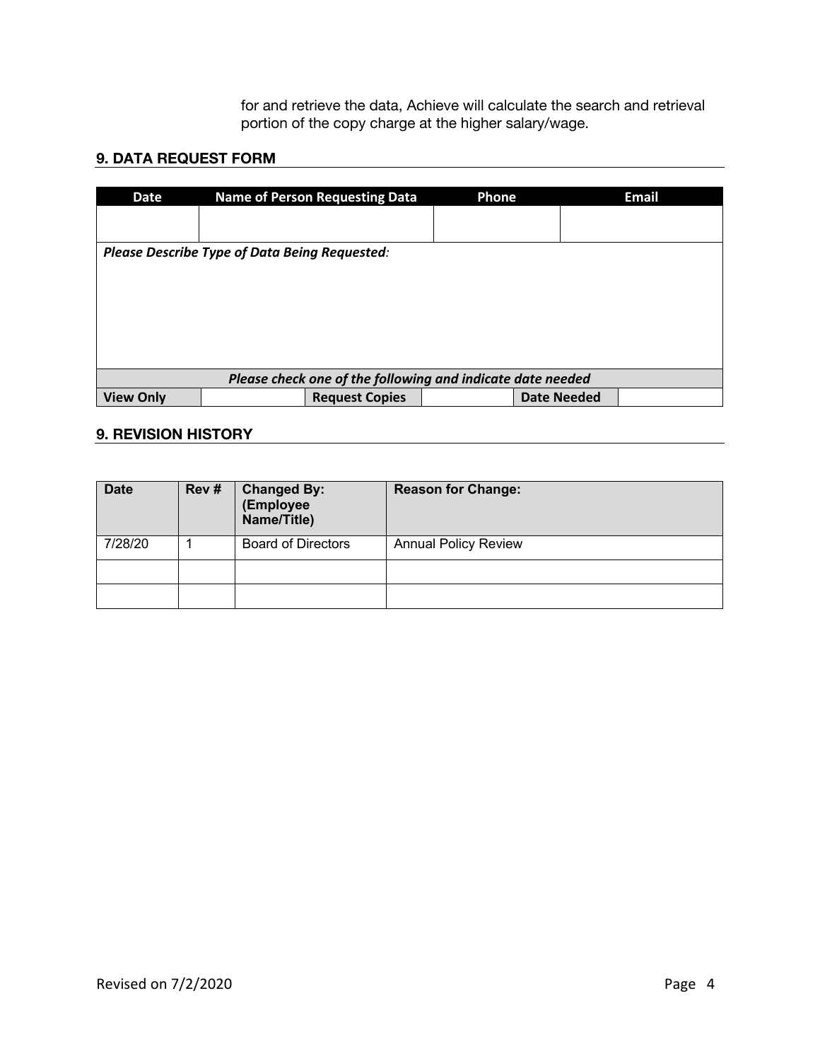for and retrieve the data, Achieve will calculate the search and retrieval portion of the copy charge at the higher salary/wage.

## 9. DATA REQUEST FORM

| Date | Name of Person Requesting Data | Phone | Email |
|---|---|---|---|
| | | | |
| ***Please Describe Type of Data Being Requested:*** | | | |
| ***Please check one of the following and indicate date needed*** | | | |

| **View Only** | | **Request Copies** | | **Date Needed** | |
|---|---|---|---|---|---|

## 9. REVISION HISTORY

| Date | Rev # | Changed By: (Employee Name/Title) | Reason for Change: |
|---|---|---|---|
| 7/28/20 | 1 | Board of Directors | Annual Policy Review |
| | | | |
| | | | |

Revised on 7/2/2020